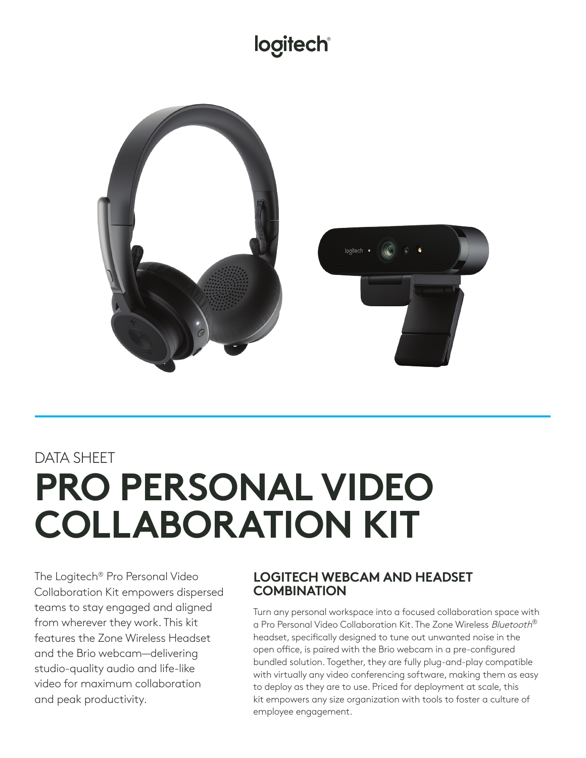logitech®

DATA SHEET

# PRO PERSONAL VIDEO COLLABORATION KIT

The Logitech® Pro Personal Video Collaboration Kit empowers dispersed teams to stay engaged and aligned from wherever they work. This kit features the Zone Wireless Headset and the Brio webcam—delivering studio-quality audio and life-like video for maximum collaboration and peak productivity.

## LOGITECH WEBCAM AND HEADSET COMBINATION

Turn any personal workspace into a focused collaboration space with a Pro Personal Video Collaboration Kit. The Zone Wireless *Bluetooth*® headset, specifically designed to tune out unwanted noise in the open office, is paired with the Brio webcam in a pre-configured bundled solution. Together, they are fully plug-and-play compatible with virtually any video conferencing software, making them as easy to deploy as they are to use. Priced for deployment at scale, this kit empowers any size organization with tools to foster a culture of employee engagement.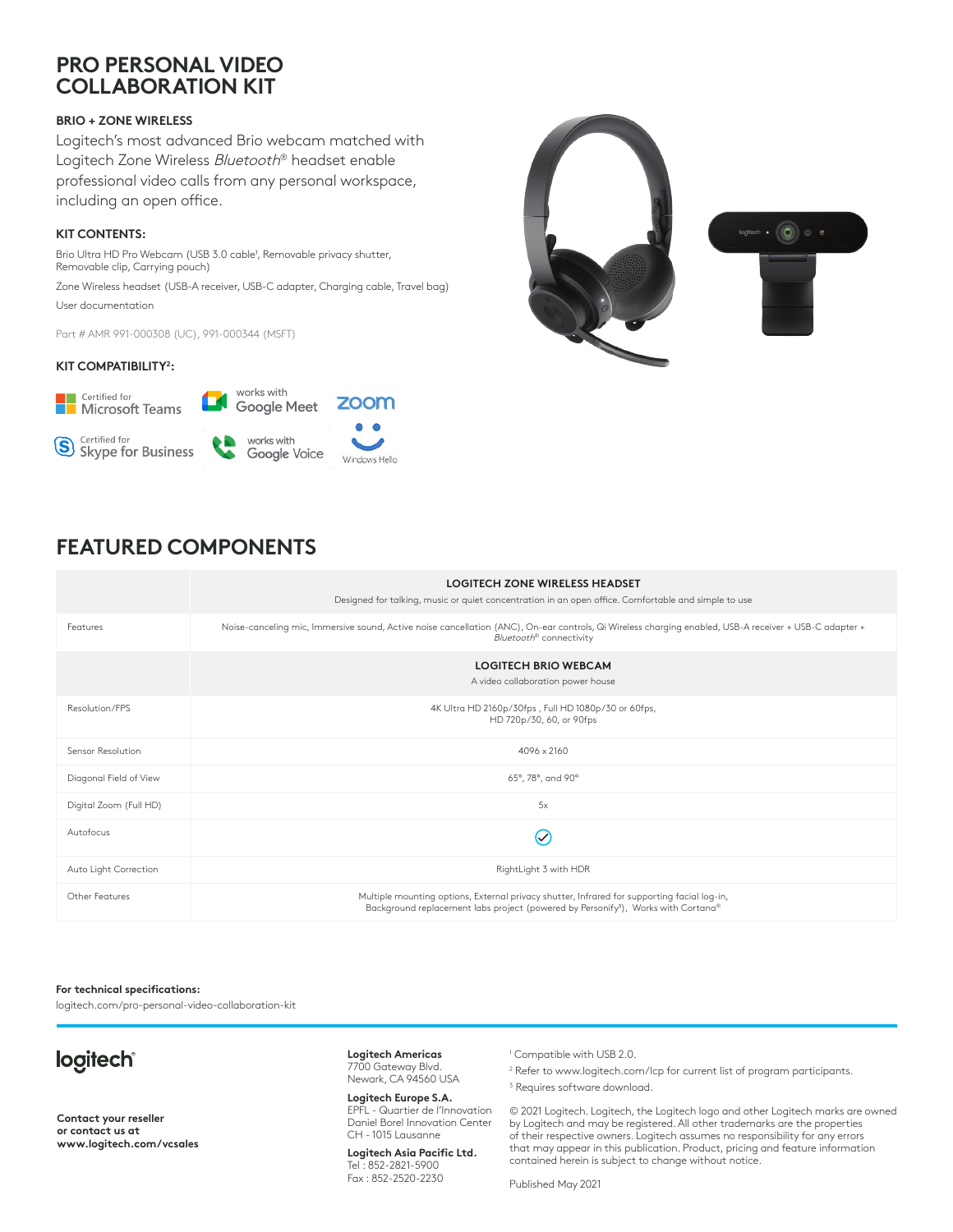# PRO PERSONAL VIDEO COLLABORATION KIT

**BRIO + ZONE WIRELESS**

Logitech's most advanced Brio webcam matched with Logitech Zone Wireless *Bluetooth*® headset enable professional video calls from any personal workspace, including an open office.

**KIT CONTENTS:**

Brio Ultra HD Pro Webcam (USB 3.0 cable[1], Removable privacy shutter, Removable clip, Carrying pouch)

Zone Wireless headset (USB-A receiver, USB-C adapter, Charging cable, Travel bag)

User documentation

Part # AMR 991-000308 (UC), 991-000344 (MSFT)

**KIT COMPATIBILITY[2]:**

Certified for Microsoft Teams
works with Google Meet
zoom
Certified for Skype for Business
works with Google Voice
Windows Hello

## FEATURED COMPONENTS

| | |
|---|---|
| | **LOGITECH ZONE WIRELESS HEADSET**<br>Designed for talking, music or quiet concentration in an open office. Comfortable and simple to use |
| Features | Noise-canceling mic, Immersive sound, Active noise cancellation (ANC), On-ear controls, Qi Wireless charging enabled, USB-A receiver + USB-C adapter + *Bluetooth*® connectivity |
| | **LOGITECH BRIO WEBCAM**<br>A video collaboration power house |
| Resolution/FPS | 4K Ultra HD 2160p/30fps , Full HD 1080p/30 or 60fps,<br>HD 720p/30, 60, or 90fps |
| Sensor Resolution | 4096 x 2160 |
| Diagonal Field of View | 65°, 78°, and 90° |
| Digital Zoom (Full HD) | 5x |
| Autofocus | ✓ |
| Auto Light Correction | RightLight 3 with HDR |
| Other Features | Multiple mounting options, External privacy shutter, Infrared for supporting facial log-in,<br>Background replacement labs project (powered by Personify[3]), Works with Cortana® |

**For technical specifications:**
logitech.com/pro-personal-video-collaboration-kit

logitech®

**Contact your reseller or contact us at www.logitech.com/vcsales**

**Logitech Americas**
7700 Gateway Blvd.
Newark, CA 94560 USA

**Logitech Europe S.A.**
EPFL - Quartier de l'Innovation
Daniel Borel Innovation Center
CH - 1015 Lausanne

**Logitech Asia Pacific Ltd.**
Tel : 852-2821-5900
Fax : 852-2520-2230

[1] Compatible with USB 2.0.

[2] Refer to www.logitech.com/lcp for current list of program participants.

[3] Requires software download.

© 2021 Logitech. Logitech, the Logitech logo and other Logitech marks are owned by Logitech and may be registered. All other trademarks are the properties of their respective owners. Logitech assumes no responsibility for any errors that may appear in this publication. Product, pricing and feature information contained herein is subject to change without notice.

Published May 2021